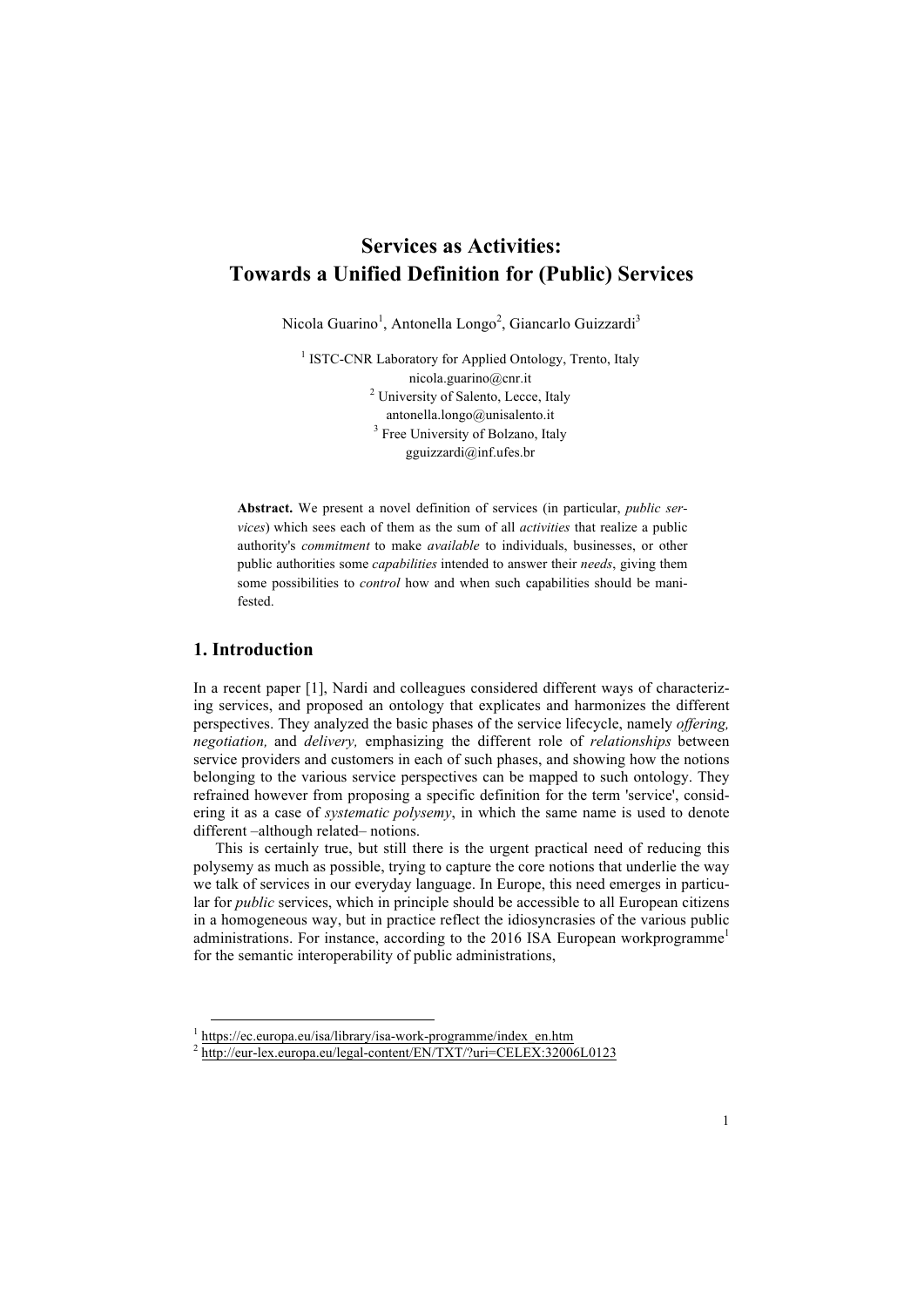# Services as Activities: Towards a Unified Definition for (Public) Services

Nicola Guarino[1], Antonella Longo[2], Giancarlo Guizzardi[3]

[1] ISTC-CNR Laboratory for Applied Ontology, Trento, Italy
nicola.guarino@cnr.it
[2] University of Salento, Lecce, Italy
antonella.longo@unisalento.it
[3] Free University of Bolzano, Italy
gguizzardi@inf.ufes.br

**Abstract.** We present a novel definition of services (in particular, *public services*) which sees each of them as the sum of all *activities* that realize a public authority's *commitment* to make *available* to individuals, businesses, or other public authorities some *capabilities* intended to answer their *needs*, giving them some possibilities to *control* how and when such capabilities should be manifested.

## 1. Introduction

In a recent paper [1], Nardi and colleagues considered different ways of characterizing services, and proposed an ontology that explicates and harmonizes the different perspectives. They analyzed the basic phases of the service lifecycle, namely *offering, negotiation,* and *delivery,* emphasizing the different role of *relationships* between service providers and customers in each of such phases, and showing how the notions belonging to the various service perspectives can be mapped to such ontology. They refrained however from proposing a specific definition for the term 'service', considering it as a case of *systematic polysemy*, in which the same name is used to denote different –although related– notions.

This is certainly true, but still there is the urgent practical need of reducing this polysemy as much as possible, trying to capture the core notions that underlie the way we talk of services in our everyday language. In Europe, this need emerges in particular for *public* services, which in principle should be accessible to all European citizens in a homogeneous way, but in practice reflect the idiosyncrasies of the various public administrations. For instance, according to the 2016 ISA European workprogramme[1] for the semantic interoperability of public administrations,

[1] https://ec.europa.eu/isa/library/isa-work-programme/index_en.htm
[2] http://eur-lex.europa.eu/legal-content/EN/TXT/?uri=CELEX:32006L0123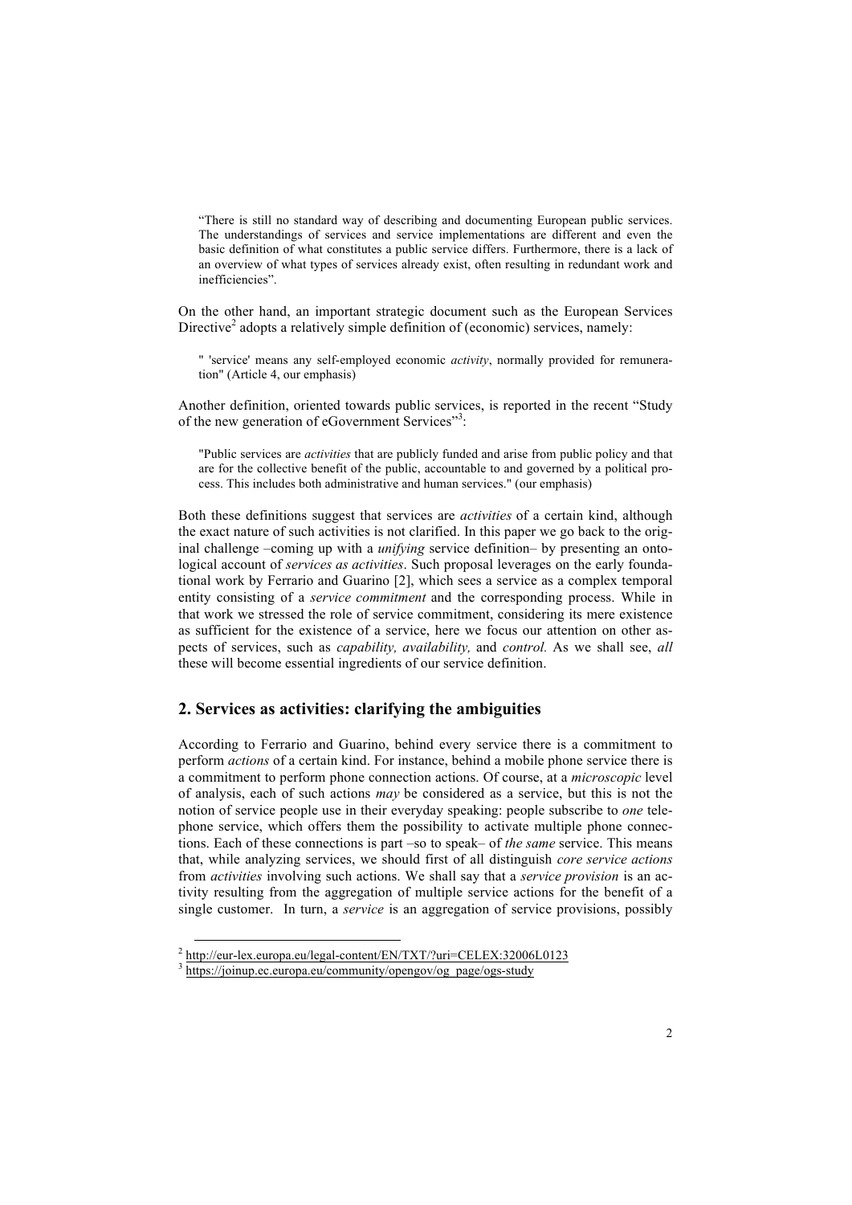> "There is still no standard way of describing and documenting European public services. The understandings of services and service implementations are different and even the basic definition of what constitutes a public service differs. Furthermore, there is a lack of an overview of what types of services already exist, often resulting in redundant work and inefficiencies".

On the other hand, an important strategic document such as the European Services Directive[2] adopts a relatively simple definition of (economic) services, namely:

> " 'service' means any self-employed economic *activity*, normally provided for remuneration" (Article 4, our emphasis)

Another definition, oriented towards public services, is reported in the recent "Study of the new generation of eGovernment Services"[3]:

> "Public services are *activities* that are publicly funded and arise from public policy and that are for the collective benefit of the public, accountable to and governed by a political process. This includes both administrative and human services." (our emphasis)

Both these definitions suggest that services are *activities* of a certain kind, although the exact nature of such activities is not clarified. In this paper we go back to the original challenge –coming up with a *unifying* service definition– by presenting an ontological account of *services as activities*. Such proposal leverages on the early foundational work by Ferrario and Guarino [2], which sees a service as a complex temporal entity consisting of a *service commitment* and the corresponding process. While in that work we stressed the role of service commitment, considering its mere existence as sufficient for the existence of a service, here we focus our attention on other aspects of services, such as *capability, availability,* and *control.* As we shall see, *all* these will become essential ingredients of our service definition.

## 2. Services as activities: clarifying the ambiguities

According to Ferrario and Guarino, behind every service there is a commitment to perform *actions* of a certain kind. For instance, behind a mobile phone service there is a commitment to perform phone connection actions. Of course, at a *microscopic* level of analysis, each of such actions *may* be considered as a service, but this is not the notion of service people use in their everyday speaking: people subscribe to *one* telephone service, which offers them the possibility to activate multiple phone connections. Each of these connections is part –so to speak– of *the same* service. This means that, while analyzing services, we should first of all distinguish *core service actions* from *activities* involving such actions. We shall say that a *service provision* is an activity resulting from the aggregation of multiple service actions for the benefit of a single customer. In turn, a *service* is an aggregation of service provisions, possibly

[2] http://eur-lex.europa.eu/legal-content/EN/TXT/?uri=CELEX:32006L0123

[3] https://joinup.ec.europa.eu/community/opengov/og_page/ogs-study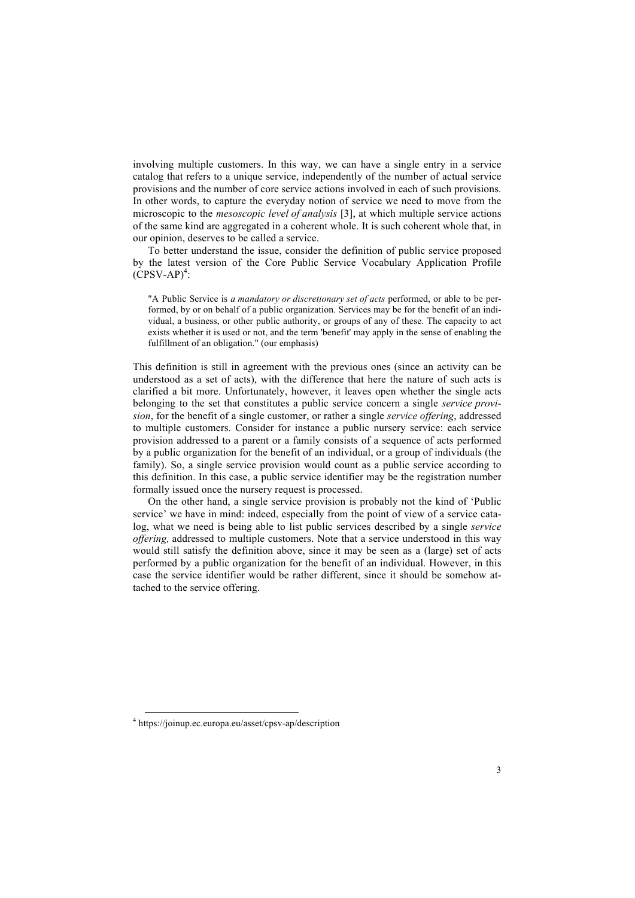involving multiple customers. In this way, we can have a single entry in a service catalog that refers to a unique service, independently of the number of actual service provisions and the number of core service actions involved in each of such provisions. In other words, to capture the everyday notion of service we need to move from the microscopic to the *mesoscopic level of analysis* [3], at which multiple service actions of the same kind are aggregated in a coherent whole. It is such coherent whole that, in our opinion, deserves to be called a service.

To better understand the issue, consider the definition of public service proposed by the latest version of the Core Public Service Vocabulary Application Profile (CPSV-AP)[4]:

> "A Public Service is *a mandatory or discretionary set of acts* performed, or able to be performed, by or on behalf of a public organization. Services may be for the benefit of an individual, a business, or other public authority, or groups of any of these. The capacity to act exists whether it is used or not, and the term 'benefit' may apply in the sense of enabling the fulfillment of an obligation." (our emphasis)

This definition is still in agreement with the previous ones (since an activity can be understood as a set of acts), with the difference that here the nature of such acts is clarified a bit more. Unfortunately, however, it leaves open whether the single acts belonging to the set that constitutes a public service concern a single *service provision*, for the benefit of a single customer, or rather a single *service offering*, addressed to multiple customers. Consider for instance a public nursery service: each service provision addressed to a parent or a family consists of a sequence of acts performed by a public organization for the benefit of an individual, or a group of individuals (the family). So, a single service provision would count as a public service according to this definition. In this case, a public service identifier may be the registration number formally issued once the nursery request is processed.

On the other hand, a single service provision is probably not the kind of 'Public service' we have in mind: indeed, especially from the point of view of a service catalog, what we need is being able to list public services described by a single *service offering,* addressed to multiple customers. Note that a service understood in this way would still satisfy the definition above, since it may be seen as a (large) set of acts performed by a public organization for the benefit of an individual. However, in this case the service identifier would be rather different, since it should be somehow attached to the service offering.

[4] https://joinup.ec.europa.eu/asset/cpsv-ap/description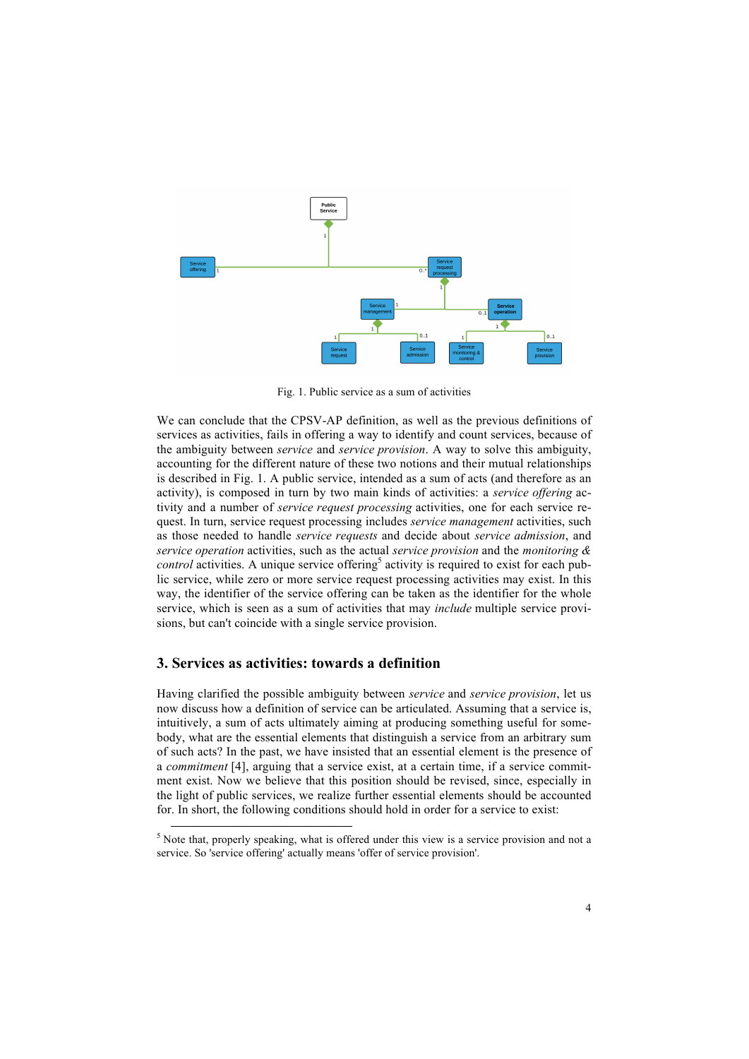Fig. 1. Public service as a sum of activities

We can conclude that the CPSV-AP definition, as well as the previous definitions of services as activities, fails in offering a way to identify and count services, because of the ambiguity between *service* and *service provision*. A way to solve this ambiguity, accounting for the different nature of these two notions and their mutual relationships is described in Fig. 1. A public service, intended as a sum of acts (and therefore as an activity), is composed in turn by two main kinds of activities: a *service offering* activity and a number of *service request processing* activities, one for each service request. In turn, service request processing includes *service management* activities, such as those needed to handle *service requests* and decide about *service admission*, and *service operation* activities, such as the actual *service provision* and the *monitoring & control* activities. A unique service offering[5] activity is required to exist for each public service, while zero or more service request processing activities may exist. In this way, the identifier of the service offering can be taken as the identifier for the whole service, which is seen as a sum of activities that may *include* multiple service provisions, but can't coincide with a single service provision.

## 3. Services as activities: towards a definition

Having clarified the possible ambiguity between *service* and *service provision*, let us now discuss how a definition of service can be articulated. Assuming that a service is, intuitively, a sum of acts ultimately aiming at producing something useful for somebody, what are the essential elements that distinguish a service from an arbitrary sum of such acts? In the past, we have insisted that an essential element is the presence of a *commitment* [4], arguing that a service exist, at a certain time, if a service commitment exist. Now we believe that this position should be revised, since, especially in the light of public services, we realize further essential elements should be accounted for. In short, the following conditions should hold in order for a service to exist:

---

[5] Note that, properly speaking, what is offered under this view is a service provision and not a service. So 'service offering' actually means 'offer of service provision'.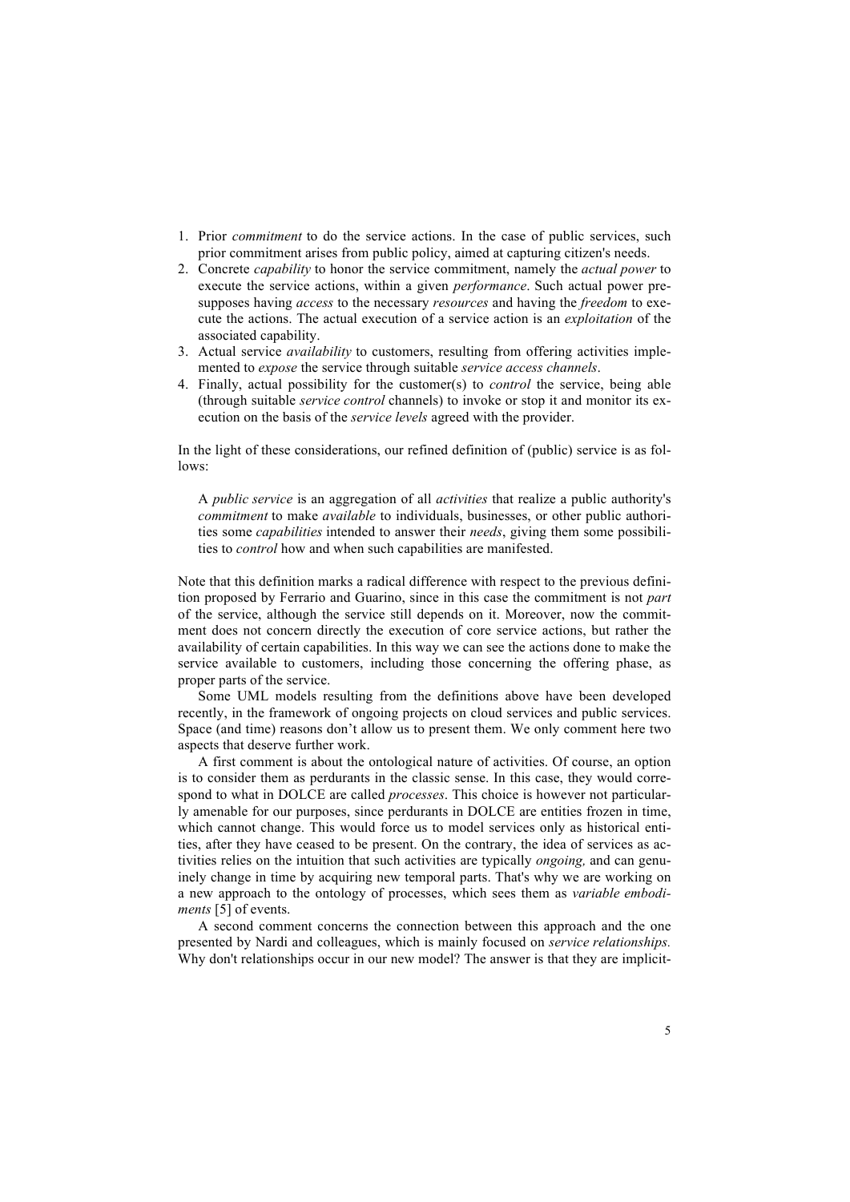1. Prior *commitment* to do the service actions. In the case of public services, such prior commitment arises from public policy, aimed at capturing citizen's needs.
2. Concrete *capability* to honor the service commitment, namely the *actual power* to execute the service actions, within a given *performance*. Such actual power presupposes having *access* to the necessary *resources* and having the *freedom* to execute the actions. The actual execution of a service action is an *exploitation* of the associated capability.
3. Actual service *availability* to customers, resulting from offering activities implemented to *expose* the service through suitable *service access channels*.
4. Finally, actual possibility for the customer(s) to *control* the service, being able (through suitable *service control* channels) to invoke or stop it and monitor its execution on the basis of the *service levels* agreed with the provider.

In the light of these considerations, our refined definition of (public) service is as follows:

> A *public service* is an aggregation of all *activities* that realize a public authority's *commitment* to make *available* to individuals, businesses, or other public authorities some *capabilities* intended to answer their *needs*, giving them some possibilities to *control* how and when such capabilities are manifested.

Note that this definition marks a radical difference with respect to the previous definition proposed by Ferrario and Guarino, since in this case the commitment is not *part* of the service, although the service still depends on it. Moreover, now the commitment does not concern directly the execution of core service actions, but rather the availability of certain capabilities. In this way we can see the actions done to make the service available to customers, including those concerning the offering phase, as proper parts of the service.

Some UML models resulting from the definitions above have been developed recently, in the framework of ongoing projects on cloud services and public services. Space (and time) reasons don't allow us to present them. We only comment here two aspects that deserve further work.

A first comment is about the ontological nature of activities. Of course, an option is to consider them as perdurants in the classic sense. In this case, they would correspond to what in DOLCE are called *processes*. This choice is however not particularly amenable for our purposes, since perdurants in DOLCE are entities frozen in time, which cannot change. This would force us to model services only as historical entities, after they have ceased to be present. On the contrary, the idea of services as activities relies on the intuition that such activities are typically *ongoing,* and can genuinely change in time by acquiring new temporal parts. That's why we are working on a new approach to the ontology of processes, which sees them as *variable embodiments* [5] of events.

A second comment concerns the connection between this approach and the one presented by Nardi and colleagues, which is mainly focused on *service relationships.* Why don't relationships occur in our new model? The answer is that they are implicit-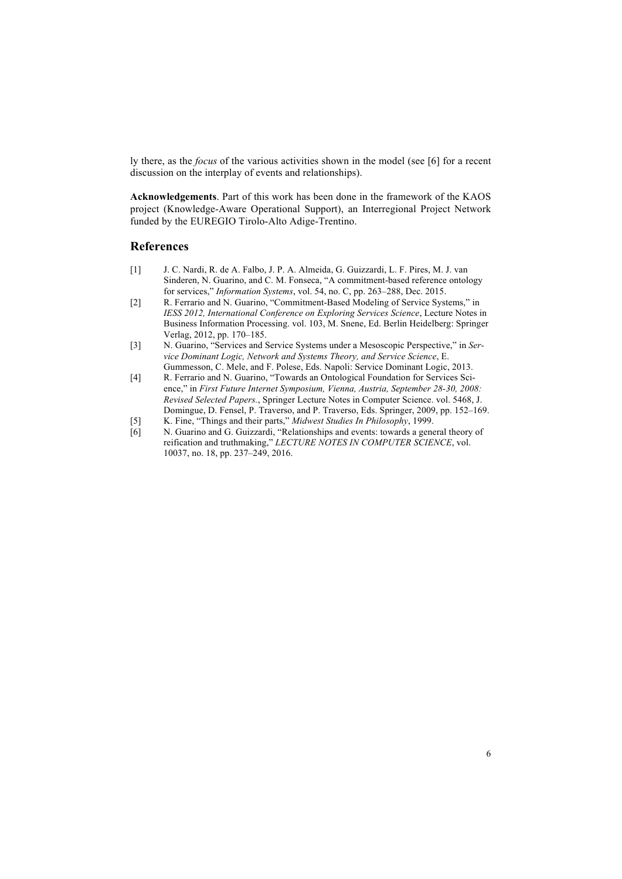ly there, as the *focus* of the various activities shown in the model (see [6] for a recent discussion on the interplay of events and relationships).

**Acknowledgements**. Part of this work has been done in the framework of the KAOS project (Knowledge-Aware Operational Support), an Interregional Project Network funded by the EUREGIO Tirolo-Alto Adige-Trentino.

## References

[1] J. C. Nardi, R. de A. Falbo, J. P. A. Almeida, G. Guizzardi, L. F. Pires, M. J. van Sinderen, N. Guarino, and C. M. Fonseca, "A commitment-based reference ontology for services," *Information Systems*, vol. 54, no. C, pp. 263–288, Dec. 2015.

[2] R. Ferrario and N. Guarino, "Commitment-Based Modeling of Service Systems," in *IESS 2012, International Conference on Exploring Services Science*, Lecture Notes in Business Information Processing. vol. 103, M. Snene, Ed. Berlin Heidelberg: Springer Verlag, 2012, pp. 170–185.

[3] N. Guarino, "Services and Service Systems under a Mesoscopic Perspective," in *Service Dominant Logic, Network and Systems Theory, and Service Science*, E. Gummesson, C. Mele, and F. Polese, Eds. Napoli: Service Dominant Logic, 2013.

[4] R. Ferrario and N. Guarino, "Towards an Ontological Foundation for Services Science," in *First Future Internet Symposium, Vienna, Austria, September 28-30, 2008: Revised Selected Papers.*, Springer Lecture Notes in Computer Science. vol. 5468, J. Domingue, D. Fensel, P. Traverso, and P. Traverso, Eds. Springer, 2009, pp. 152–169.

[5] K. Fine, "Things and their parts," *Midwest Studies In Philosophy*, 1999.

[6] N. Guarino and G. Guizzardi, "Relationships and events: towards a general theory of reification and truthmaking," *LECTURE NOTES IN COMPUTER SCIENCE*, vol. 10037, no. 18, pp. 237–249, 2016.